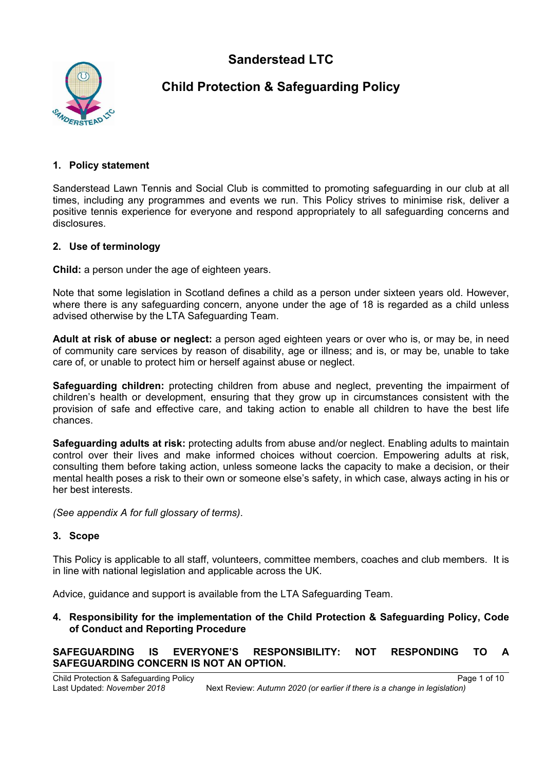# Sanderstead LTC

## Child Protection & Safeguarding Policy

### 1. Policy statement

Sanderstead Lawn Tennis and Social Club is committed to promoting safeguarding in our club at all times, including any programmes and events we run. This Policy strives to minimise risk, deliver a positive tennis experience for everyone and respond appropriately to all safeguarding concerns and disclosures.

### 2. Use of terminology

**Child:** a person under the age of eighteen years.

Note that some legislation in Scotland defines a child as a person under sixteen years old. However, where there is any safeguarding concern, anyone under the age of 18 is regarded as a child unless advised otherwise by the LTA Safeguarding Team.

**Adult at risk of abuse or neglect:** a person aged eighteen years or over who is, or may be, in need of community care services by reason of disability, age or illness; and is, or may be, unable to take care of, or unable to protect him or herself against abuse or neglect.

**Safeguarding children:** protecting children from abuse and neglect, preventing the impairment of children's health or development, ensuring that they grow up in circumstances consistent with the provision of safe and effective care, and taking action to enable all children to have the best life chances.

**Safeguarding adults at risk:** protecting adults from abuse and/or neglect. Enabling adults to maintain control over their lives and make informed choices without coercion. Empowering adults at risk, consulting them before taking action, unless someone lacks the capacity to make a decision, or their mental health poses a risk to their own or someone else's safety, in which case, always acting in his or her best interests.

*(See appendix A for full glossary of terms)*.

### 3. Scope

This Policy is applicable to all staff, volunteers, committee members, coaches and club members. It is in line with national legislation and applicable across the UK.

Advice, guidance and support is available from the LTA Safeguarding Team.

### 4. Responsibility for the implementation of the Child Protection & Safeguarding Policy, Code of Conduct and Reporting Procedure

**SAFEGUARDING IS EVERYONE'S RESPONSIBILITY: NOT RESPONDING TO A SAFEGUARDING CONCERN IS NOT AN OPTION.**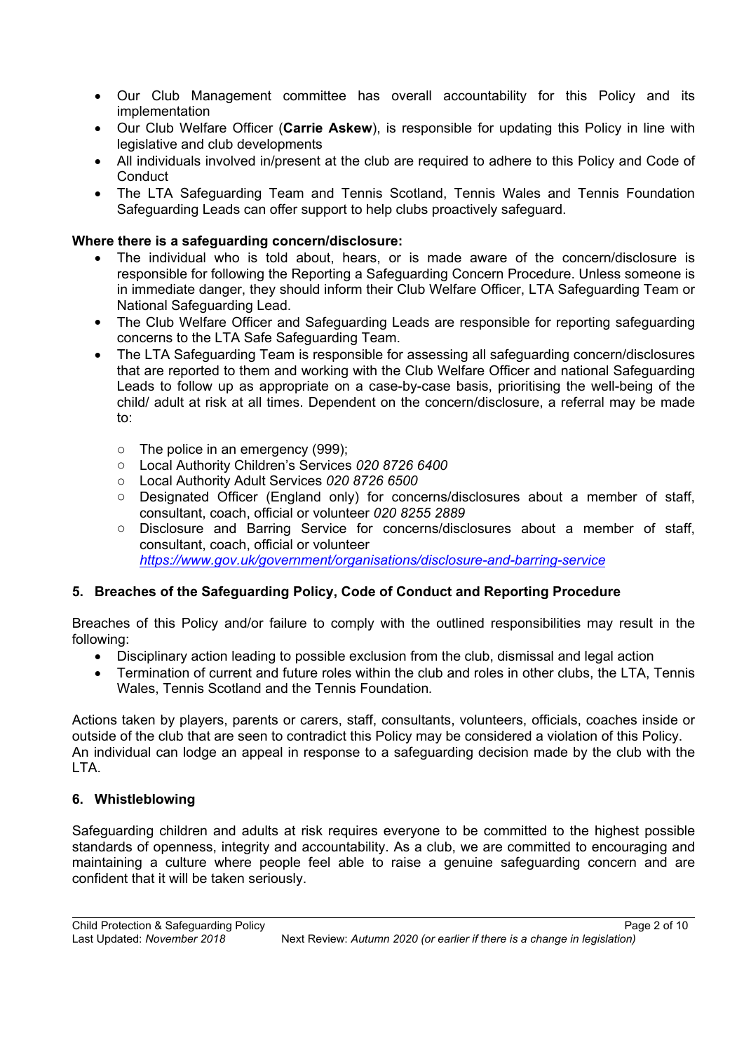- Our Club Management committee has overall accountability for this Policy and its implementation
- Our Club Welfare Officer (**Carrie Askew**), is responsible for updating this Policy in line with legislative and club developments
- All individuals involved in/present at the club are required to adhere to this Policy and Code of Conduct
- The LTA Safeguarding Team and Tennis Scotland, Tennis Wales and Tennis Foundation Safeguarding Leads can offer support to help clubs proactively safeguard.

**Where there is a safeguarding concern/disclosure:**

- The individual who is told about, hears, or is made aware of the concern/disclosure is responsible for following the Reporting a Safeguarding Concern Procedure. Unless someone is in immediate danger, they should inform their Club Welfare Officer, LTA Safeguarding Team or National Safeguarding Lead.
- The Club Welfare Officer and Safeguarding Leads are responsible for reporting safeguarding concerns to the LTA Safe Safeguarding Team.
- The LTA Safeguarding Team is responsible for assessing all safeguarding concern/disclosures that are reported to them and working with the Club Welfare Officer and national Safeguarding Leads to follow up as appropriate on a case-by-case basis, prioritising the well-being of the child/ adult at risk at all times. Dependent on the concern/disclosure, a referral may be made to:
  - The police in an emergency (999);
  - Local Authority Children's Services *020 8726 6400*
  - Local Authority Adult Services *020 8726 6500*
  - Designated Officer (England only) for concerns/disclosures about a member of staff, consultant, coach, official or volunteer *020 8255 2889*
  - Disclosure and Barring Service for concerns/disclosures about a member of staff, consultant, coach, official or volunteer *https://www.gov.uk/government/organisations/disclosure-and-barring-service*

## 5. Breaches of the Safeguarding Policy, Code of Conduct and Reporting Procedure

Breaches of this Policy and/or failure to comply with the outlined responsibilities may result in the following:

- Disciplinary action leading to possible exclusion from the club, dismissal and legal action
- Termination of current and future roles within the club and roles in other clubs, the LTA, Tennis Wales, Tennis Scotland and the Tennis Foundation.

Actions taken by players, parents or carers, staff, consultants, volunteers, officials, coaches inside or outside of the club that are seen to contradict this Policy may be considered a violation of this Policy. An individual can lodge an appeal in response to a safeguarding decision made by the club with the LTA.

## 6. Whistleblowing

Safeguarding children and adults at risk requires everyone to be committed to the highest possible standards of openness, integrity and accountability. As a club, we are committed to encouraging and maintaining a culture where people feel able to raise a genuine safeguarding concern and are confident that it will be taken seriously.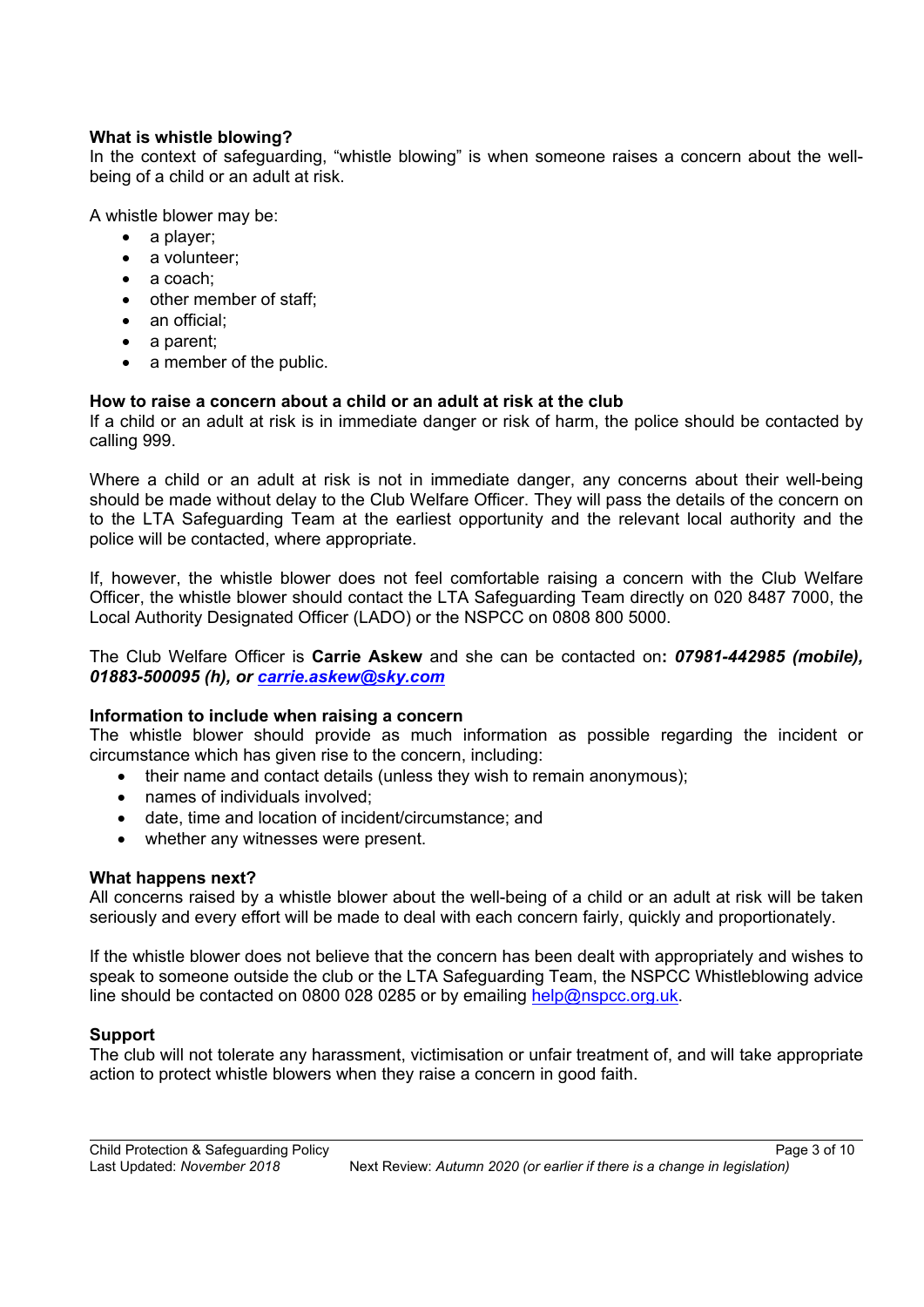**What is whistle blowing?**

In the context of safeguarding, "whistle blowing" is when someone raises a concern about the well-being of a child or an adult at risk.

A whistle blower may be:

- a player;
- a volunteer;
- a coach;
- other member of staff;
- an official;
- a parent;
- a member of the public.

**How to raise a concern about a child or an adult at risk at the club**

If a child or an adult at risk is in immediate danger or risk of harm, the police should be contacted by calling 999.

Where a child or an adult at risk is not in immediate danger, any concerns about their well-being should be made without delay to the Club Welfare Officer. They will pass the details of the concern on to the LTA Safeguarding Team at the earliest opportunity and the relevant local authority and the police will be contacted, where appropriate.

If, however, the whistle blower does not feel comfortable raising a concern with the Club Welfare Officer, the whistle blower should contact the LTA Safeguarding Team directly on 020 8487 7000, the Local Authority Designated Officer (LADO) or the NSPCC on 0808 800 5000.

The Club Welfare Officer is **Carrie Askew** and she can be contacted on**: *07981-442985 (mobile), 01883-500095 (h), or carrie.askew@sky.com***

**Information to include when raising a concern**

The whistle blower should provide as much information as possible regarding the incident or circumstance which has given rise to the concern, including:

- their name and contact details (unless they wish to remain anonymous);
- names of individuals involved;
- date, time and location of incident/circumstance; and
- whether any witnesses were present.

**What happens next?**

All concerns raised by a whistle blower about the well-being of a child or an adult at risk will be taken seriously and every effort will be made to deal with each concern fairly, quickly and proportionately.

If the whistle blower does not believe that the concern has been dealt with appropriately and wishes to speak to someone outside the club or the LTA Safeguarding Team, the NSPCC Whistleblowing advice line should be contacted on 0800 028 0285 or by emailing help@nspcc.org.uk.

**Support**

The club will not tolerate any harassment, victimisation or unfair treatment of, and will take appropriate action to protect whistle blowers when they raise a concern in good faith.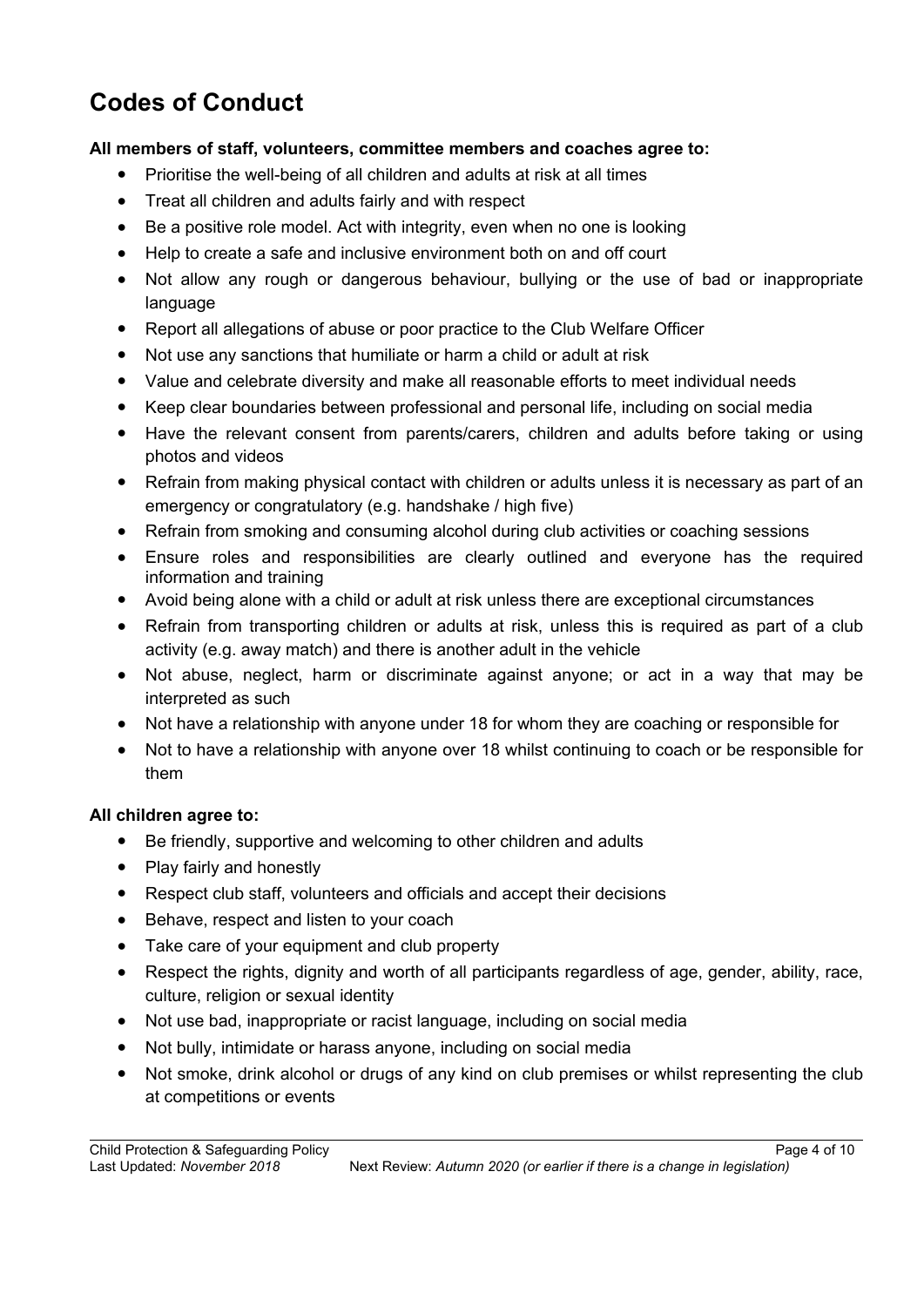# Codes of Conduct

**All members of staff, volunteers, committee members and coaches agree to:**

- Prioritise the well-being of all children and adults at risk at all times
- Treat all children and adults fairly and with respect
- Be a positive role model. Act with integrity, even when no one is looking
- Help to create a safe and inclusive environment both on and off court
- Not allow any rough or dangerous behaviour, bullying or the use of bad or inappropriate language
- Report all allegations of abuse or poor practice to the Club Welfare Officer
- Not use any sanctions that humiliate or harm a child or adult at risk
- Value and celebrate diversity and make all reasonable efforts to meet individual needs
- Keep clear boundaries between professional and personal life, including on social media
- Have the relevant consent from parents/carers, children and adults before taking or using photos and videos
- Refrain from making physical contact with children or adults unless it is necessary as part of an emergency or congratulatory (e.g. handshake / high five)
- Refrain from smoking and consuming alcohol during club activities or coaching sessions
- Ensure roles and responsibilities are clearly outlined and everyone has the required information and training
- Avoid being alone with a child or adult at risk unless there are exceptional circumstances
- Refrain from transporting children or adults at risk, unless this is required as part of a club activity (e.g. away match) and there is another adult in the vehicle
- Not abuse, neglect, harm or discriminate against anyone; or act in a way that may be interpreted as such
- Not have a relationship with anyone under 18 for whom they are coaching or responsible for
- Not to have a relationship with anyone over 18 whilst continuing to coach or be responsible for them

**All children agree to:**

- Be friendly, supportive and welcoming to other children and adults
- Play fairly and honestly
- Respect club staff, volunteers and officials and accept their decisions
- Behave, respect and listen to your coach
- Take care of your equipment and club property
- Respect the rights, dignity and worth of all participants regardless of age, gender, ability, race, culture, religion or sexual identity
- Not use bad, inappropriate or racist language, including on social media
- Not bully, intimidate or harass anyone, including on social media
- Not smoke, drink alcohol or drugs of any kind on club premises or whilst representing the club at competitions or events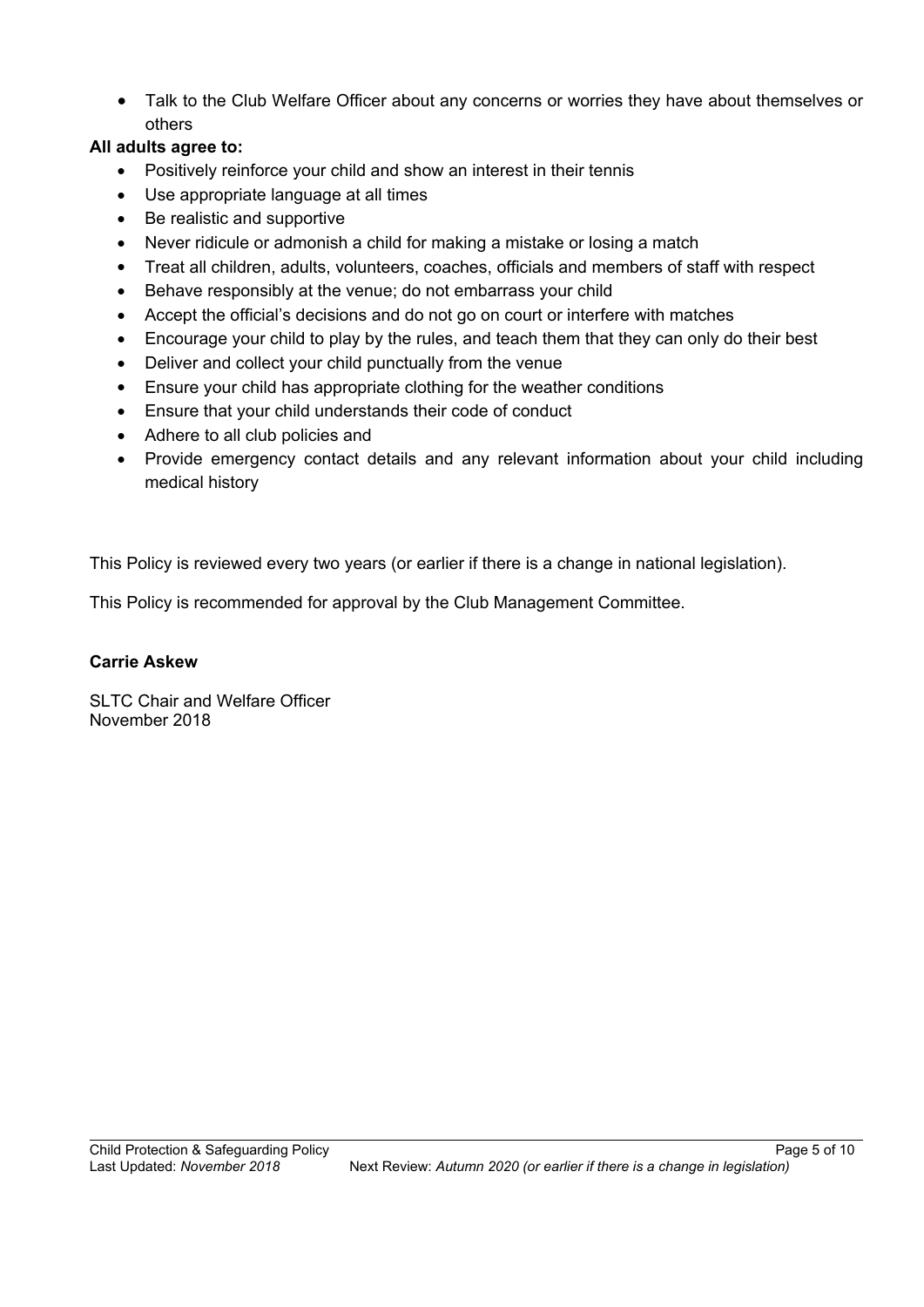- Talk to the Club Welfare Officer about any concerns or worries they have about themselves or others

**All adults agree to:**

- Positively reinforce your child and show an interest in their tennis
- Use appropriate language at all times
- Be realistic and supportive
- Never ridicule or admonish a child for making a mistake or losing a match
- Treat all children, adults, volunteers, coaches, officials and members of staff with respect
- Behave responsibly at the venue; do not embarrass your child
- Accept the official's decisions and do not go on court or interfere with matches
- Encourage your child to play by the rules, and teach them that they can only do their best
- Deliver and collect your child punctually from the venue
- Ensure your child has appropriate clothing for the weather conditions
- Ensure that your child understands their code of conduct
- Adhere to all club policies and
- Provide emergency contact details and any relevant information about your child including medical history

This Policy is reviewed every two years (or earlier if there is a change in national legislation).

This Policy is recommended for approval by the Club Management Committee.

**Carrie Askew**

SLTC Chair and Welfare Officer
November 2018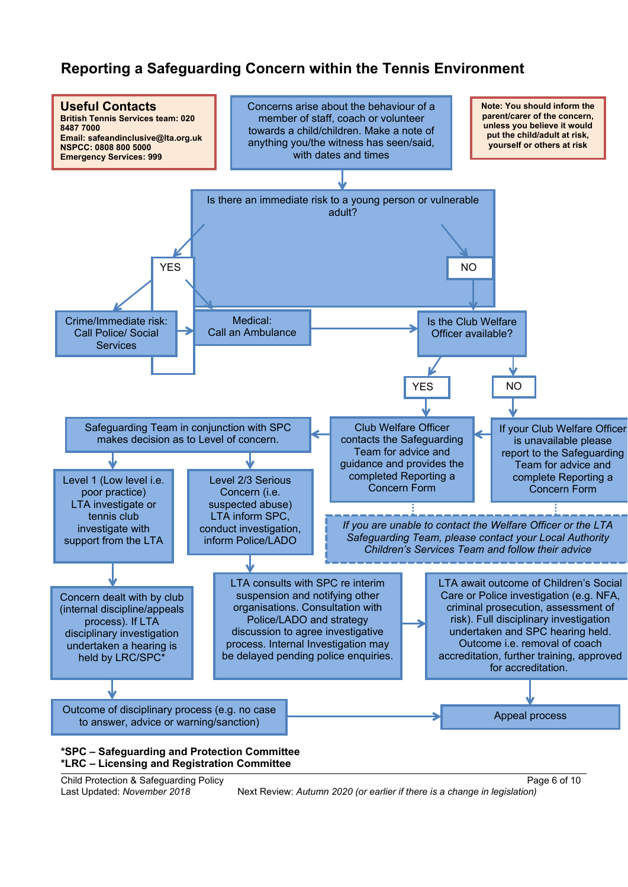# Reporting a Safeguarding Concern within the Tennis Environment

**Useful Contacts**
**British Tennis Services team: 020 8487 7000**
**Email: safeandinclusive@lta.org.uk**
**NSPCC: 0808 800 5000**
**Emergency Services: 999**

Concerns arise about the behaviour of a member of staff, coach or volunteer towards a child/children. Make a note of anything you/the witness has seen/said, with dates and times

**Note: You should inform the parent/carer of the concern, unless you believe it would put the child/adult at risk, yourself or others at risk**

Is there an immediate risk to a young person or vulnerable adult?

- YES
  - Crime/Immediate risk: Call Police/ Social Services
  - Medical: Call an Ambulance
- NO

Is the Club Welfare Officer available?

- YES → Club Welfare Officer contacts the Safeguarding Team for advice and guidance and provides the completed Reporting a Concern Form
- NO → If your Club Welfare Officer is unavailable please report to the Safeguarding Team for advice and complete Reporting a Concern Form

*If you are unable to contact the Welfare Officer or the LTA Safeguarding Team, please contact your Local Authority Children's Services Team and follow their advice*

Safeguarding Team in conjunction with SPC makes decision as to Level of concern.

- Level 1 (Low level i.e. poor practice) LTA investigate or tennis club investigate with support from the LTA
  - Concern dealt with by club (internal discipline/appeals process). If LTA disciplinary investigation undertaken a hearing is held by LRC/SPC*
  - Outcome of disciplinary process (e.g. no case to answer, advice or warning/sanction)
- Level 2/3 Serious Concern (i.e. suspected abuse) LTA inform SPC, conduct investigation, inform Police/LADO
  - LTA consults with SPC re interim suspension and notifying other organisations. Consultation with Police/LADO and strategy discussion to agree investigative process. Internal Investigation may be delayed pending police enquiries.
  - LTA await outcome of Children's Social Care or Police investigation (e.g. NFA, criminal prosecution, assessment of risk). Full disciplinary investigation undertaken and SPC hearing held. Outcome i.e. removal of coach accreditation, further training, approved for accreditation.

Appeal process

**\*SPC – Safeguarding and Protection Committee**
**\*LRC – Licensing and Registration Committee**

Child Protection & Safeguarding Policy
Last Updated: *November 2018*
Next Review: *Autumn 2020 (or earlier if there is a change in legislation)*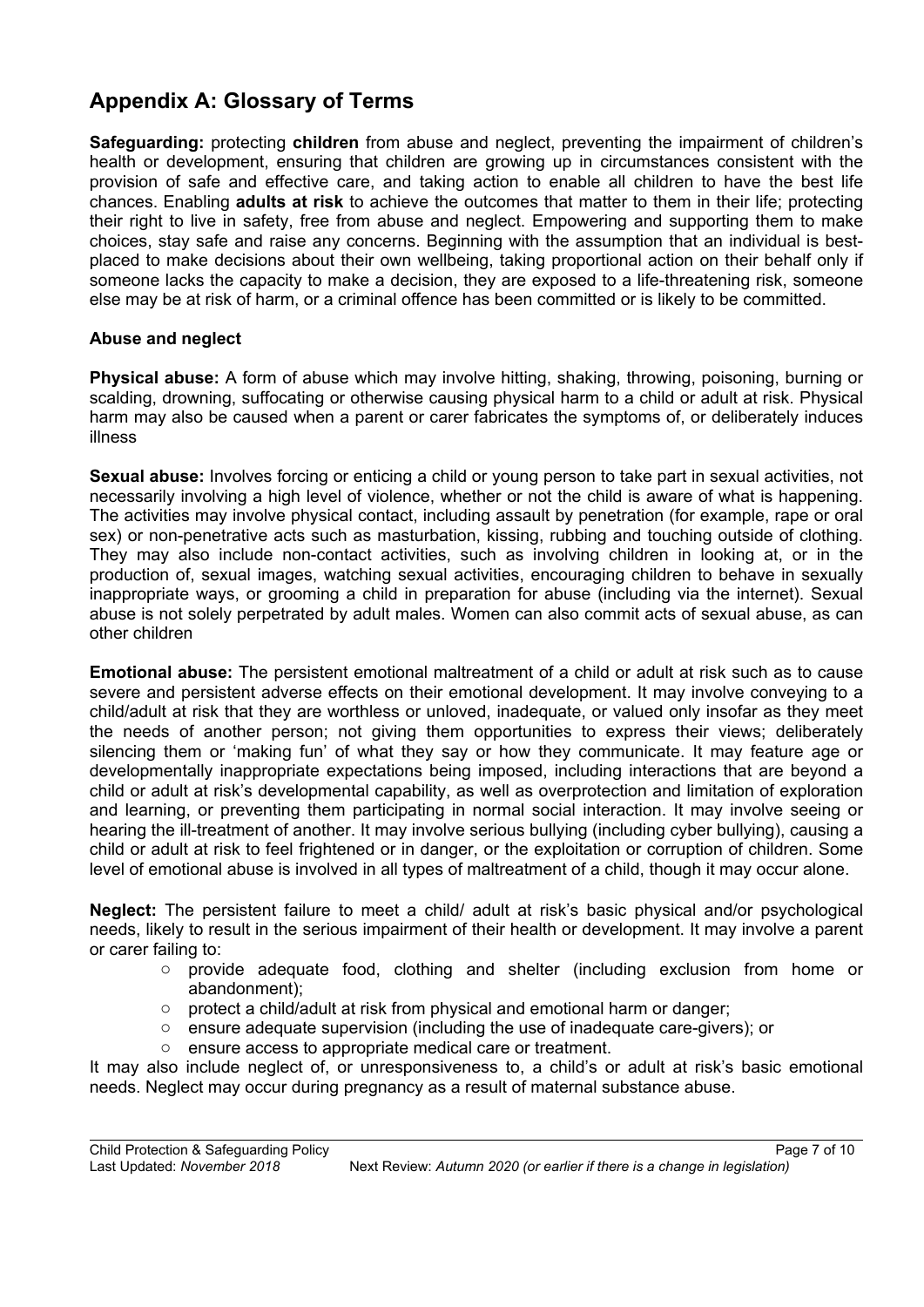## Appendix A: Glossary of Terms

**Safeguarding:** protecting **children** from abuse and neglect, preventing the impairment of children's health or development, ensuring that children are growing up in circumstances consistent with the provision of safe and effective care, and taking action to enable all children to have the best life chances. Enabling **adults at risk** to achieve the outcomes that matter to them in their life; protecting their right to live in safety, free from abuse and neglect. Empowering and supporting them to make choices, stay safe and raise any concerns. Beginning with the assumption that an individual is best-placed to make decisions about their own wellbeing, taking proportional action on their behalf only if someone lacks the capacity to make a decision, they are exposed to a life-threatening risk, someone else may be at risk of harm, or a criminal offence has been committed or is likely to be committed.

**Abuse and neglect**

**Physical abuse:** A form of abuse which may involve hitting, shaking, throwing, poisoning, burning or scalding, drowning, suffocating or otherwise causing physical harm to a child or adult at risk. Physical harm may also be caused when a parent or carer fabricates the symptoms of, or deliberately induces illness

**Sexual abuse:** Involves forcing or enticing a child or young person to take part in sexual activities, not necessarily involving a high level of violence, whether or not the child is aware of what is happening. The activities may involve physical contact, including assault by penetration (for example, rape or oral sex) or non-penetrative acts such as masturbation, kissing, rubbing and touching outside of clothing. They may also include non-contact activities, such as involving children in looking at, or in the production of, sexual images, watching sexual activities, encouraging children to behave in sexually inappropriate ways, or grooming a child in preparation for abuse (including via the internet). Sexual abuse is not solely perpetrated by adult males. Women can also commit acts of sexual abuse, as can other children

**Emotional abuse:** The persistent emotional maltreatment of a child or adult at risk such as to cause severe and persistent adverse effects on their emotional development. It may involve conveying to a child/adult at risk that they are worthless or unloved, inadequate, or valued only insofar as they meet the needs of another person; not giving them opportunities to express their views; deliberately silencing them or 'making fun' of what they say or how they communicate. It may feature age or developmentally inappropriate expectations being imposed, including interactions that are beyond a child or adult at risk's developmental capability, as well as overprotection and limitation of exploration and learning, or preventing them participating in normal social interaction. It may involve seeing or hearing the ill-treatment of another. It may involve serious bullying (including cyber bullying), causing a child or adult at risk to feel frightened or in danger, or the exploitation or corruption of children. Some level of emotional abuse is involved in all types of maltreatment of a child, though it may occur alone.

**Neglect:** The persistent failure to meet a child/ adult at risk's basic physical and/or psychological needs, likely to result in the serious impairment of their health or development. It may involve a parent or carer failing to:

- provide adequate food, clothing and shelter (including exclusion from home or abandonment);
- protect a child/adult at risk from physical and emotional harm or danger;
- ensure adequate supervision (including the use of inadequate care-givers); or
- ensure access to appropriate medical care or treatment.

It may also include neglect of, or unresponsiveness to, a child's or adult at risk's basic emotional needs. Neglect may occur during pregnancy as a result of maternal substance abuse.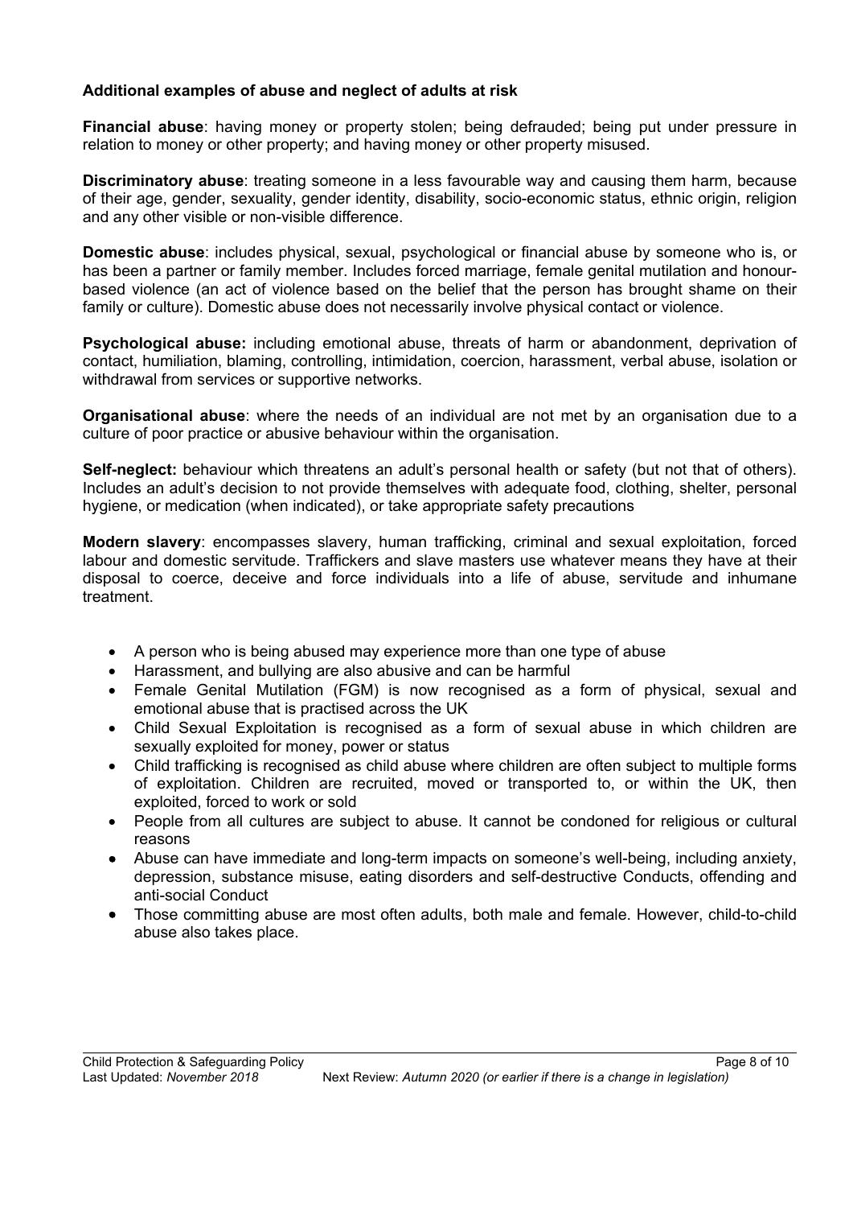**Additional examples of abuse and neglect of adults at risk**

**Financial abuse**: having money or property stolen; being defrauded; being put under pressure in relation to money or other property; and having money or other property misused.

**Discriminatory abuse**: treating someone in a less favourable way and causing them harm, because of their age, gender, sexuality, gender identity, disability, socio-economic status, ethnic origin, religion and any other visible or non-visible difference.

**Domestic abuse**: includes physical, sexual, psychological or financial abuse by someone who is, or has been a partner or family member. Includes forced marriage, female genital mutilation and honour-based violence (an act of violence based on the belief that the person has brought shame on their family or culture). Domestic abuse does not necessarily involve physical contact or violence.

**Psychological abuse:** including emotional abuse, threats of harm or abandonment, deprivation of contact, humiliation, blaming, controlling, intimidation, coercion, harassment, verbal abuse, isolation or withdrawal from services or supportive networks.

**Organisational abuse**: where the needs of an individual are not met by an organisation due to a culture of poor practice or abusive behaviour within the organisation.

**Self-neglect:** behaviour which threatens an adult's personal health or safety (but not that of others). Includes an adult's decision to not provide themselves with adequate food, clothing, shelter, personal hygiene, or medication (when indicated), or take appropriate safety precautions

**Modern slavery**: encompasses slavery, human trafficking, criminal and sexual exploitation, forced labour and domestic servitude. Traffickers and slave masters use whatever means they have at their disposal to coerce, deceive and force individuals into a life of abuse, servitude and inhumane treatment.

- A person who is being abused may experience more than one type of abuse
- Harassment, and bullying are also abusive and can be harmful
- Female Genital Mutilation (FGM) is now recognised as a form of physical, sexual and emotional abuse that is practised across the UK
- Child Sexual Exploitation is recognised as a form of sexual abuse in which children are sexually exploited for money, power or status
- Child trafficking is recognised as child abuse where children are often subject to multiple forms of exploitation. Children are recruited, moved or transported to, or within the UK, then exploited, forced to work or sold
- People from all cultures are subject to abuse. It cannot be condoned for religious or cultural reasons
- Abuse can have immediate and long-term impacts on someone's well-being, including anxiety, depression, substance misuse, eating disorders and self-destructive Conducts, offending and anti-social Conduct
- Those committing abuse are most often adults, both male and female. However, child-to-child abuse also takes place.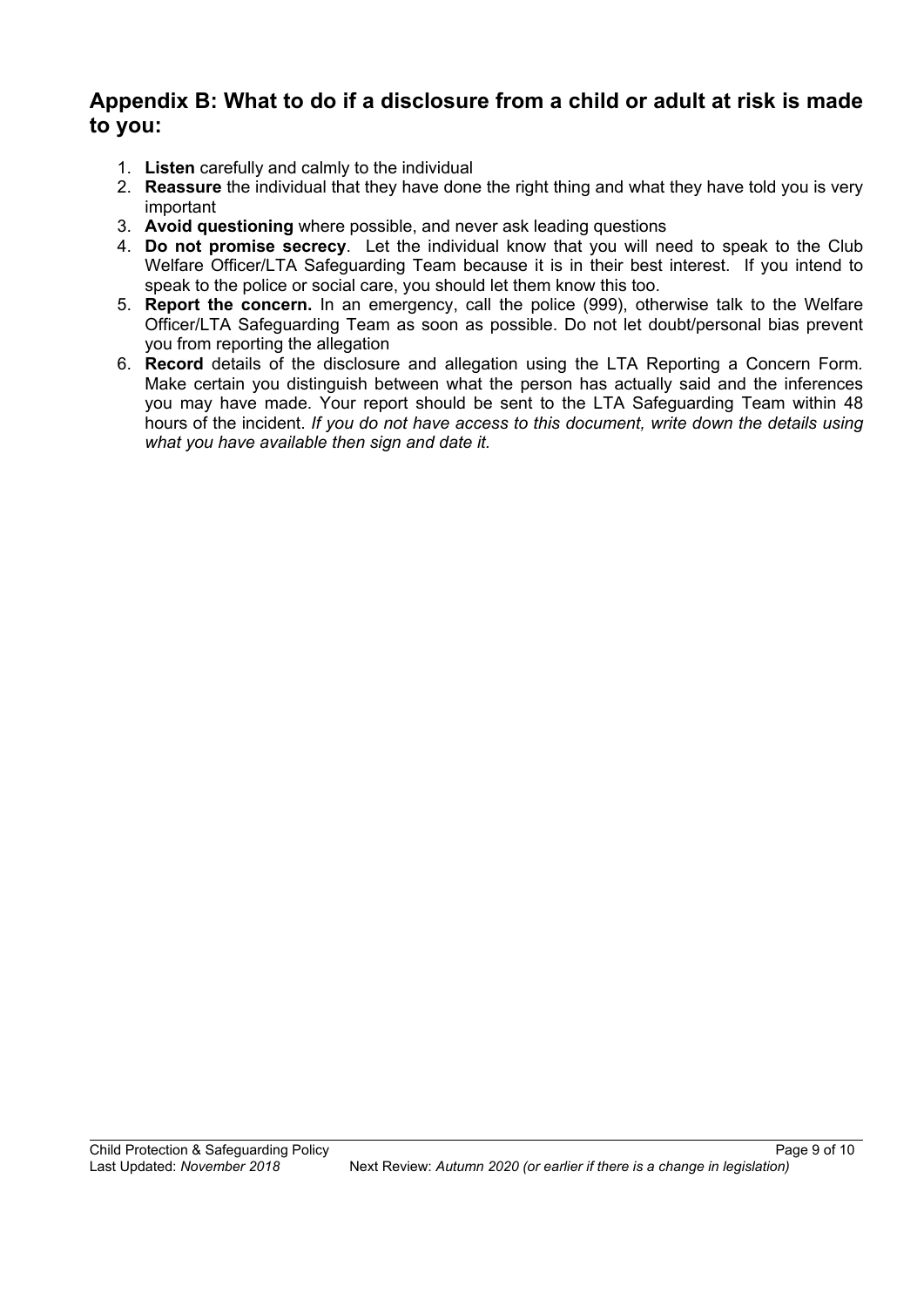## Appendix B: What to do if a disclosure from a child or adult at risk is made to you:

1. **Listen** carefully and calmly to the individual
2. **Reassure** the individual that they have done the right thing and what they have told you is very important
3. **Avoid questioning** where possible, and never ask leading questions
4. **Do not promise secrecy**. Let the individual know that you will need to speak to the Club Welfare Officer/LTA Safeguarding Team because it is in their best interest. If you intend to speak to the police or social care, you should let them know this too.
5. **Report the concern.** In an emergency, call the police (999), otherwise talk to the Welfare Officer/LTA Safeguarding Team as soon as possible. Do not let doubt/personal bias prevent you from reporting the allegation
6. **Record** details of the disclosure and allegation using the LTA Reporting a Concern Form. Make certain you distinguish between what the person has actually said and the inferences you may have made. Your report should be sent to the LTA Safeguarding Team within 48 hours of the incident. *If you do not have access to this document, write down the details using what you have available then sign and date it.*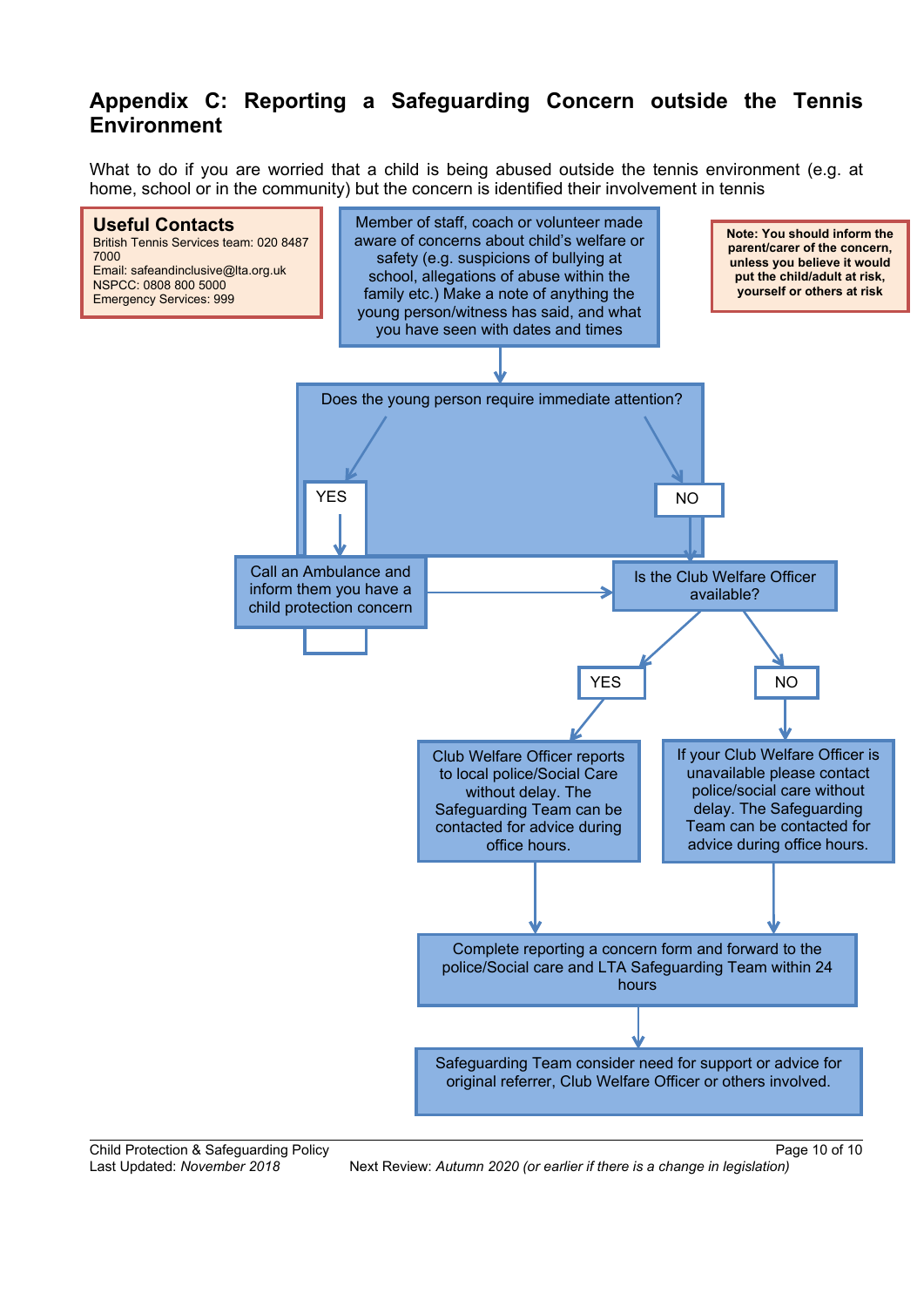## Appendix C: Reporting a Safeguarding Concern outside the Tennis Environment

What to do if you are worried that a child is being abused outside the tennis environment (e.g. at home, school or in the community) but the concern is identified their involvement in tennis

**Useful Contacts**
British Tennis Services team: 020 8487 7000
Email: safeandinclusive@lta.org.uk
NSPCC: 0808 800 5000
Emergency Services: 999

Member of staff, coach or volunteer made aware of concerns about child's welfare or safety (e.g. suspicions of bullying at school, allegations of abuse within the family etc.) Make a note of anything the young person/witness has said, and what you have seen with dates and times

**Note: You should inform the parent/carer of the concern, unless you believe it would put the child/adult at risk, yourself or others at risk**

Does the young person require immediate attention?

YES

Call an Ambulance and inform them you have a child protection concern

NO

Is the Club Welfare Officer available?

YES

Club Welfare Officer reports to local police/Social Care without delay. The Safeguarding Team can be contacted for advice during office hours.

NO

If your Club Welfare Officer is unavailable please contact police/social care without delay. The Safeguarding Team can be contacted for advice during office hours.

Complete reporting a concern form and forward to the police/Social care and LTA Safeguarding Team within 24 hours

Safeguarding Team consider need for support or advice for original referrer, Club Welfare Officer or others involved.

Child Protection & Safeguarding Policy
Last Updated: *November 2018*
Next Review: *Autumn 2020 (or earlier if there is a change in legislation)*